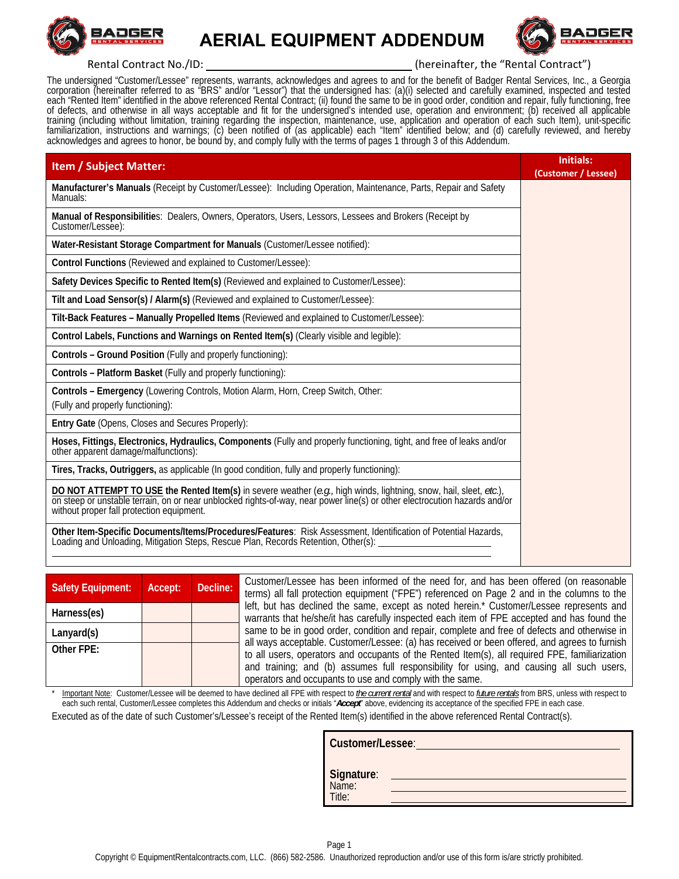# AERIAL EQUIPMENT ADDENDUM

Rental Contract No./ID: ______________________ (hereinafter, the "Rental Contract")

The undersigned "Customer/Lessee" represents, warrants, acknowledges and agrees to and for the benefit of Badger Rental Services, Inc., a Georgia corporation (hereinafter referred to as "BRS" and/or "Lessor") that the undersigned has: (a)(i) selected and carefully examined, inspected and tested each "Rented Item" identified in the above referenced Rental Contract; (ii) found the same to be in good order, condition and repair, fully functioning, free of defects, and otherwise in all ways acceptable and fit for the undersigned's intended use, operation and environment; (b) received all applicable training (including without limitation, training regarding the inspection, maintenance, use, application and operation of each such Item), unit-specific familiarization, instructions and warnings; (c) been notified of (as applicable) each "Item" identified below; and (d) carefully reviewed, and hereby acknowledges and agrees to honor, be bound by, and comply fully with the terms of pages 1 through 3 of this Addendum.

| Item / Subject Matter: | Initials: (Customer / Lessee) |
|---|---|
| **Manufacturer's Manuals** (Receipt by Customer/Lessee): Including Operation, Maintenance, Parts, Repair and Safety Manuals: | |
| **Manual of Responsibilitie**s: Dealers, Owners, Operators, Users, Lessors, Lessees and Brokers (Receipt by Customer/Lessee): | |
| **Water-Resistant Storage Compartment for Manuals** (Customer/Lessee notified): | |
| **Control Functions** (Reviewed and explained to Customer/Lessee): | |
| **Safety Devices Specific to Rented Item(s)** (Reviewed and explained to Customer/Lessee): | |
| **Tilt and Load Sensor(s) / Alarm(s)** (Reviewed and explained to Customer/Lessee): | |
| **Tilt-Back Features – Manually Propelled Items** (Reviewed and explained to Customer/Lessee): | |
| **Control Labels, Functions and Warnings on Rented Item(s)** (Clearly visible and legible): | |
| **Controls – Ground Position** (Fully and properly functioning): | |
| **Controls – Platform Basket** (Fully and properly functioning): | |
| **Controls – Emergency** (Lowering Controls, Motion Alarm, Horn, Creep Switch, Other: (Fully and properly functioning): | |
| **Entry Gate** (Opens, Closes and Secures Properly): | |
| **Hoses, Fittings, Electronics, Hydraulics, Components** (Fully and properly functioning, tight, and free of leaks and/or other apparent damage/malfunctions): | |
| **Tires, Tracks, Outriggers,** as applicable (In good condition, fully and properly functioning): | |
| **<u>DO NOT ATTEMPT TO USE</u> the Rented Item(s)** in severe weather (*e.g.,* high winds, lightning, snow, hail, sleet, *etc.*), on steep or unstable terrain, on or near unblocked rights-of-way, near power line(s) or other electrocution hazards and/or without proper fall protection equipment. | |
| **Other Item-Specific Documents/Items/Procedures/Features**: Risk Assessment, Identification of Potential Hazards, Loading and Unloading, Mitigation Steps, Rescue Plan, Records Retention, Other(s): ______________________ | |

| Safety Equipment: | Accept: | Decline: |
|---|---|---|
| Harness(es) | | |
| Lanyard(s) | | |
| Other FPE: | | |

Customer/Lessee has been informed of the need for, and has been offered (on reasonable terms) all fall protection equipment ("FPE") referenced on Page 2 and in the columns to the left, but has declined the same, except as noted herein.* Customer/Lessee represents and warrants that he/she/it has carefully inspected each item of FPE accepted and has found the same to be in good order, condition and repair, complete and free of defects and otherwise in all ways acceptable. Customer/Lessee: (a) has received or been offered, and agrees to furnish to all users, operators and occupants of the Rented Item(s), all required FPE, familiarization and training; and (b) assumes full responsibility for using, and causing all such users, operators and occupants to use and comply with the same.

\* <u>Important Note</u>: Customer/Lessee will be deemed to have declined all FPE with respect to ***<u>the current rental</u>*** and with respect to ***<u>future rentals</u>*** from BRS, unless with respect to each such rental, Customer/Lessee completes this Addendum and checks or initials "***Accept***" above, evidencing its acceptance of the specified FPE in each case.

Executed as of the date of such Customer's/Lessee's receipt of the Rented Item(s) identified in the above referenced Rental Contract(s).

**Customer/Lessee**: ______________________

**Signature**: ______________________
Name: ______________________
Title: ______________________

Copyright © EquipmentRentalcontracts.com, LLC. (866) 582-2586. Unauthorized reproduction and/or use of this form is/are strictly prohibited.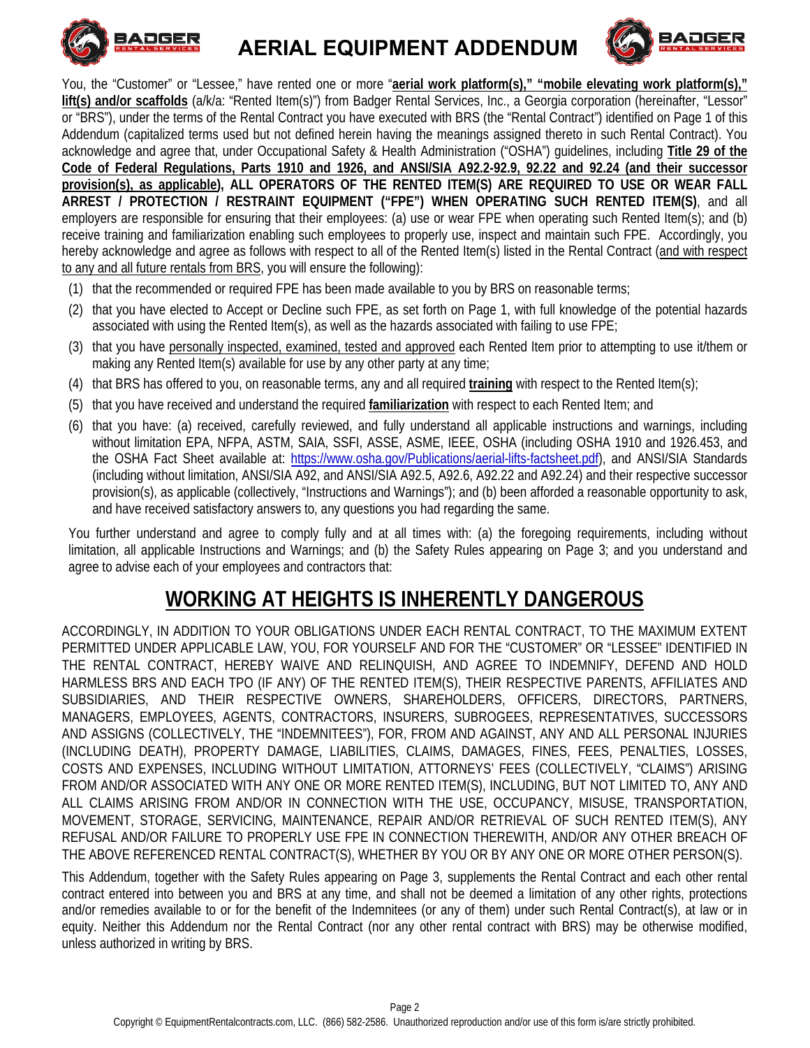# AERIAL EQUIPMENT ADDENDUM

You, the "Customer" or "Lessee," have rented one or more "**aerial work platform(s)," "mobile elevating work platform(s)," lift(s) and/or scaffolds** (a/k/a: "Rented Item(s)") from Badger Rental Services, Inc., a Georgia corporation (hereinafter, "Lessor" or "BRS"), under the terms of the Rental Contract you have executed with BRS (the "Rental Contract") identified on Page 1 of this Addendum (capitalized terms used but not defined herein having the meanings assigned thereto in such Rental Contract). You acknowledge and agree that, under Occupational Safety & Health Administration ("OSHA") guidelines, including **Title 29 of the Code of Federal Regulations, Parts 1910 and 1926, and ANSI/SIA A92.2-92.9, 92.22 and 92.24 (and their successor provision(s), as applicable), ALL OPERATORS OF THE RENTED ITEM(S) ARE REQUIRED TO USE OR WEAR FALL ARREST / PROTECTION / RESTRAINT EQUIPMENT ("FPE") WHEN OPERATING SUCH RENTED ITEM(S)**, and all employers are responsible for ensuring that their employees: (a) use or wear FPE when operating such Rented Item(s); and (b) receive training and familiarization enabling such employees to properly use, inspect and maintain such FPE. Accordingly, you hereby acknowledge and agree as follows with respect to all of the Rented Item(s) listed in the Rental Contract (and with respect to any and all future rentals from BRS, you will ensure the following):

(1) that the recommended or required FPE has been made available to you by BRS on reasonable terms;

(2) that you have elected to Accept or Decline such FPE, as set forth on Page 1, with full knowledge of the potential hazards associated with using the Rented Item(s), as well as the hazards associated with failing to use FPE;

(3) that you have personally inspected, examined, tested and approved each Rented Item prior to attempting to use it/them or making any Rented Item(s) available for use by any other party at any time;

(4) that BRS has offered to you, on reasonable terms, any and all required **training** with respect to the Rented Item(s);

(5) that you have received and understand the required **familiarization** with respect to each Rented Item; and

(6) that you have: (a) received, carefully reviewed, and fully understand all applicable instructions and warnings, including without limitation EPA, NFPA, ASTM, SAIA, SSFI, ASSE, ASME, IEEE, OSHA (including OSHA 1910 and 1926.453, and the OSHA Fact Sheet available at: https://www.osha.gov/Publications/aerial-lifts-factsheet.pdf), and ANSI/SIA Standards (including without limitation, ANSI/SIA A92, and ANSI/SIA A92.5, A92.6, A92.22 and A92.24) and their respective successor provision(s), as applicable (collectively, "Instructions and Warnings"); and (b) been afforded a reasonable opportunity to ask, and have received satisfactory answers to, any questions you had regarding the same.

You further understand and agree to comply fully and at all times with: (a) the foregoing requirements, including without limitation, all applicable Instructions and Warnings; and (b) the Safety Rules appearing on Page 3; and you understand and agree to advise each of your employees and contractors that:

## WORKING AT HEIGHTS IS INHERENTLY DANGEROUS

ACCORDINGLY, IN ADDITION TO YOUR OBLIGATIONS UNDER EACH RENTAL CONTRACT, TO THE MAXIMUM EXTENT PERMITTED UNDER APPLICABLE LAW, YOU, FOR YOURSELF AND FOR THE "CUSTOMER" OR "LESSEE" IDENTIFIED IN THE RENTAL CONTRACT, HEREBY WAIVE AND RELINQUISH, AND AGREE TO INDEMNIFY, DEFEND AND HOLD HARMLESS BRS AND EACH TPO (IF ANY) OF THE RENTED ITEM(S), THEIR RESPECTIVE PARENTS, AFFILIATES AND SUBSIDIARIES, AND THEIR RESPECTIVE OWNERS, SHAREHOLDERS, OFFICERS, DIRECTORS, PARTNERS, MANAGERS, EMPLOYEES, AGENTS, CONTRACTORS, INSURERS, SUBROGEES, REPRESENTATIVES, SUCCESSORS AND ASSIGNS (COLLECTIVELY, THE "INDEMNITEES"), FOR, FROM AND AGAINST, ANY AND ALL PERSONAL INJURIES (INCLUDING DEATH), PROPERTY DAMAGE, LIABILITIES, CLAIMS, DAMAGES, FINES, FEES, PENALTIES, LOSSES, COSTS AND EXPENSES, INCLUDING WITHOUT LIMITATION, ATTORNEYS' FEES (COLLECTIVELY, "CLAIMS") ARISING FROM AND/OR ASSOCIATED WITH ANY ONE OR MORE RENTED ITEM(S), INCLUDING, BUT NOT LIMITED TO, ANY AND ALL CLAIMS ARISING FROM AND/OR IN CONNECTION WITH THE USE, OCCUPANCY, MISUSE, TRANSPORTATION, MOVEMENT, STORAGE, SERVICING, MAINTENANCE, REPAIR AND/OR RETRIEVAL OF SUCH RENTED ITEM(S), ANY REFUSAL AND/OR FAILURE TO PROPERLY USE FPE IN CONNECTION THEREWITH, AND/OR ANY OTHER BREACH OF THE ABOVE REFERENCED RENTAL CONTRACT(S), WHETHER BY YOU OR BY ANY ONE OR MORE OTHER PERSON(S).

This Addendum, together with the Safety Rules appearing on Page 3, supplements the Rental Contract and each other rental contract entered into between you and BRS at any time, and shall not be deemed a limitation of any other rights, protections and/or remedies available to or for the benefit of the Indemnitees (or any of them) under such Rental Contract(s), at law or in equity. Neither this Addendum nor the Rental Contract (nor any other rental contract with BRS) may be otherwise modified, unless authorized in writing by BRS.

Copyright © EquipmentRentalcontracts.com, LLC. (866) 582-2586. Unauthorized reproduction and/or use of this form is/are strictly prohibited.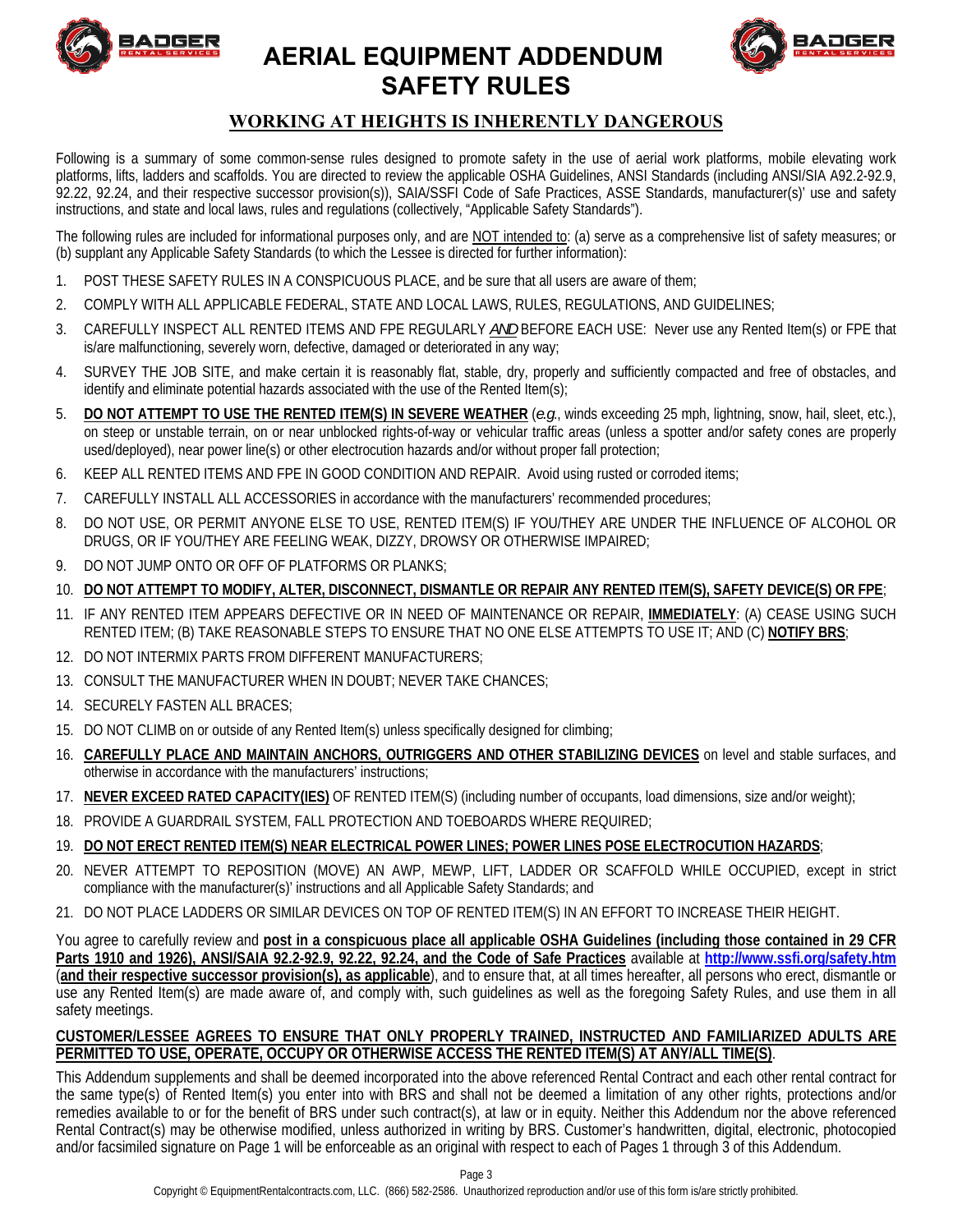# AERIAL EQUIPMENT ADDENDUM SAFETY RULES

## WORKING AT HEIGHTS IS INHERENTLY DANGEROUS

Following is a summary of some common-sense rules designed to promote safety in the use of aerial work platforms, mobile elevating work platforms, lifts, ladders and scaffolds. You are directed to review the applicable OSHA Guidelines, ANSI Standards (including ANSI/SIA A92.2-92.9, 92.22, 92.24, and their respective successor provision(s)), SAIA/SSFI Code of Safe Practices, ASSE Standards, manufacturer(s)' use and safety instructions, and state and local laws, rules and regulations (collectively, "Applicable Safety Standards").

The following rules are included for informational purposes only, and are NOT intended to: (a) serve as a comprehensive list of safety measures; or (b) supplant any Applicable Safety Standards (to which the Lessee is directed for further information):

1. POST THESE SAFETY RULES IN A CONSPICUOUS PLACE, and be sure that all users are aware of them;
2. COMPLY WITH ALL APPLICABLE FEDERAL, STATE AND LOCAL LAWS, RULES, REGULATIONS, AND GUIDELINES;
3. CAREFULLY INSPECT ALL RENTED ITEMS AND FPE REGULARLY ***AND*** BEFORE EACH USE: Never use any Rented Item(s) or FPE that is/are malfunctioning, severely worn, defective, damaged or deteriorated in any way;
4. SURVEY THE JOB SITE, and make certain it is reasonably flat, stable, dry, properly and sufficiently compacted and free of obstacles, and identify and eliminate potential hazards associated with the use of the Rented Item(s);
5. **DO NOT ATTEMPT TO USE THE RENTED ITEM(S) IN SEVERE WEATHER** (*e.g.*, winds exceeding 25 mph, lightning, snow, hail, sleet, etc.), on steep or unstable terrain, on or near unblocked rights-of-way or vehicular traffic areas (unless a spotter and/or safety cones are properly used/deployed), near power line(s) or other electrocution hazards and/or without proper fall protection;
6. KEEP ALL RENTED ITEMS AND FPE IN GOOD CONDITION AND REPAIR. Avoid using rusted or corroded items;
7. CAREFULLY INSTALL ALL ACCESSORIES in accordance with the manufacturers' recommended procedures;
8. DO NOT USE, OR PERMIT ANYONE ELSE TO USE, RENTED ITEM(S) IF YOU/THEY ARE UNDER THE INFLUENCE OF ALCOHOL OR DRUGS, OR IF YOU/THEY ARE FEELING WEAK, DIZZY, DROWSY OR OTHERWISE IMPAIRED;
9. DO NOT JUMP ONTO OR OFF OF PLATFORMS OR PLANKS;
10. **DO NOT ATTEMPT TO MODIFY, ALTER, DISCONNECT, DISMANTLE OR REPAIR ANY RENTED ITEM(S), SAFETY DEVICE(S) OR FPE**;
11. IF ANY RENTED ITEM APPEARS DEFECTIVE OR IN NEED OF MAINTENANCE OR REPAIR, **IMMEDIATELY**: (A) CEASE USING SUCH RENTED ITEM; (B) TAKE REASONABLE STEPS TO ENSURE THAT NO ONE ELSE ATTEMPTS TO USE IT; AND (C) **NOTIFY BRS**;
12. DO NOT INTERMIX PARTS FROM DIFFERENT MANUFACTURERS;
13. CONSULT THE MANUFACTURER WHEN IN DOUBT; NEVER TAKE CHANCES;
14. SECURELY FASTEN ALL BRACES;
15. DO NOT CLIMB on or outside of any Rented Item(s) unless specifically designed for climbing;
16. **CAREFULLY PLACE AND MAINTAIN ANCHORS, OUTRIGGERS AND OTHER STABILIZING DEVICES** on level and stable surfaces, and otherwise in accordance with the manufacturers' instructions;
17. **NEVER EXCEED RATED CAPACITY(IES)** OF RENTED ITEM(S) (including number of occupants, load dimensions, size and/or weight);
18. PROVIDE A GUARDRAIL SYSTEM, FALL PROTECTION AND TOEBOARDS WHERE REQUIRED;
19. **DO NOT ERECT RENTED ITEM(S) NEAR ELECTRICAL POWER LINES; POWER LINES POSE ELECTROCUTION HAZARDS**;
20. NEVER ATTEMPT TO REPOSITION (MOVE) AN AWP, MEWP, LIFT, LADDER OR SCAFFOLD WHILE OCCUPIED, except in strict compliance with the manufacturer(s)' instructions and all Applicable Safety Standards; and
21. DO NOT PLACE LADDERS OR SIMILAR DEVICES ON TOP OF RENTED ITEM(S) IN AN EFFORT TO INCREASE THEIR HEIGHT.

You agree to carefully review and **post in a conspicuous place all applicable OSHA Guidelines (including those contained in 29 CFR Parts 1910 and 1926), ANSI/SAIA 92.2-92.9, 92.22, 92.24, and the Code of Safe Practices** available at **http://www.ssfi.org/safety.htm** (**and their respective successor provision(s), as applicable**), and to ensure that, at all times hereafter, all persons who erect, dismantle or use any Rented Item(s) are made aware of, and comply with, such guidelines as well as the foregoing Safety Rules, and use them in all safety meetings.

**CUSTOMER/LESSEE AGREES TO ENSURE THAT ONLY PROPERLY TRAINED, INSTRUCTED AND FAMILIARIZED ADULTS ARE PERMITTED TO USE, OPERATE, OCCUPY OR OTHERWISE ACCESS THE RENTED ITEM(S) AT ANY/ALL TIME(S)**.

This Addendum supplements and shall be deemed incorporated into the above referenced Rental Contract and each other rental contract for the same type(s) of Rented Item(s) you enter into with BRS and shall not be deemed a limitation of any other rights, protections and/or remedies available to or for the benefit of BRS under such contract(s), at law or in equity. Neither this Addendum nor the above referenced Rental Contract(s) may be otherwise modified, unless authorized in writing by BRS. Customer's handwritten, digital, electronic, photocopied and/or facsimiled signature on Page 1 will be enforceable as an original with respect to each of Pages 1 through 3 of this Addendum.

Copyright © EquipmentRentalcontracts.com, LLC. (866) 582-2586. Unauthorized reproduction and/or use of this form is/are strictly prohibited.